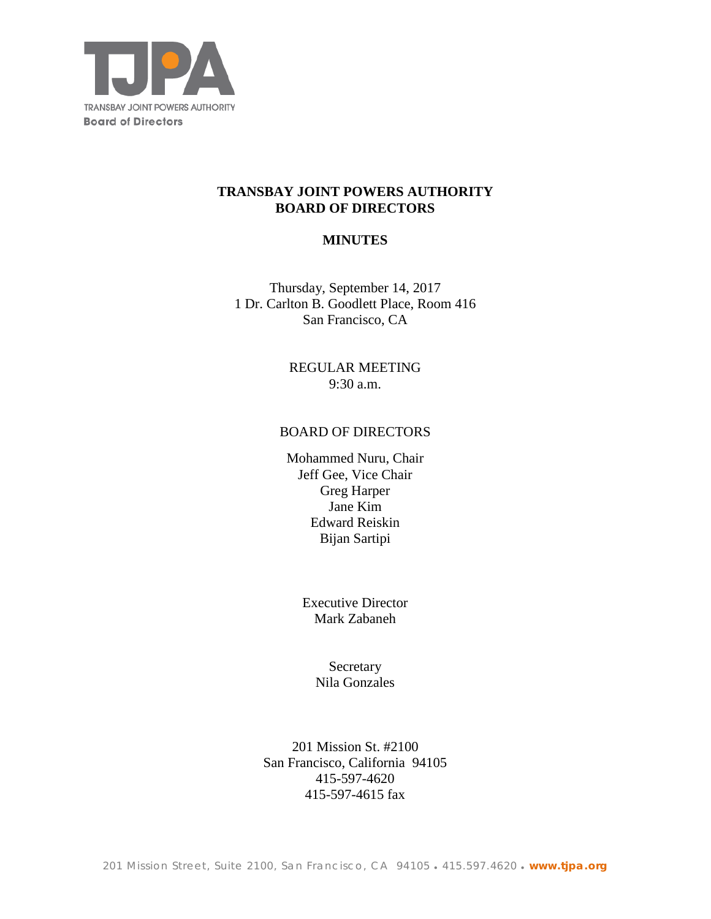TRANSBAY JOINT POWERS AUTHORITY
**Board of Directors**

# TRANSBAY JOINT POWERS AUTHORITY
# BOARD OF DIRECTORS

## MINUTES

Thursday, September 14, 2017
1 Dr. Carlton B. Goodlett Place, Room 416
San Francisco, CA

REGULAR MEETING
9:30 a.m.

BOARD OF DIRECTORS

Mohammed Nuru, Chair
Jeff Gee, Vice Chair
Greg Harper
Jane Kim
Edward Reiskin
Bijan Sartipi

Executive Director
Mark Zabaneh

Secretary
Nila Gonzales

201 Mission St. #2100
San Francisco, California 94105
415-597-4620
415-597-4615 fax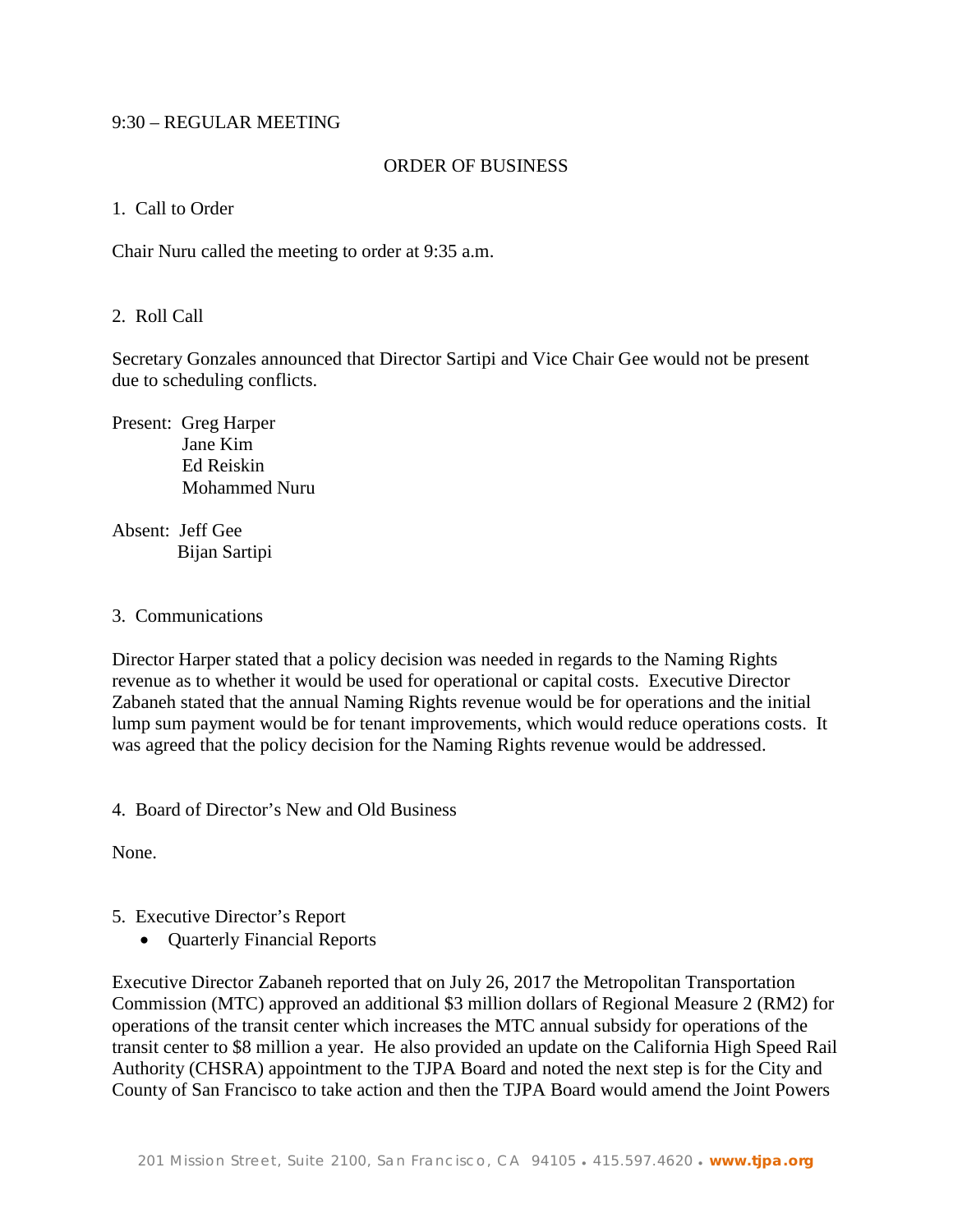9:30 – REGULAR MEETING

ORDER OF BUSINESS

1. Call to Order

Chair Nuru called the meeting to order at 9:35 a.m.

2. Roll Call

Secretary Gonzales announced that Director Sartipi and Vice Chair Gee would not be present due to scheduling conflicts.

Present: Greg Harper
Jane Kim
Ed Reiskin
Mohammed Nuru

Absent: Jeff Gee
Bijan Sartipi

3. Communications

Director Harper stated that a policy decision was needed in regards to the Naming Rights revenue as to whether it would be used for operational or capital costs. Executive Director Zabaneh stated that the annual Naming Rights revenue would be for operations and the initial lump sum payment would be for tenant improvements, which would reduce operations costs. It was agreed that the policy decision for the Naming Rights revenue would be addressed.

4. Board of Director's New and Old Business

None.

5. Executive Director's Report

- Quarterly Financial Reports

Executive Director Zabaneh reported that on July 26, 2017 the Metropolitan Transportation Commission (MTC) approved an additional $3 million dollars of Regional Measure 2 (RM2) for operations of the transit center which increases the MTC annual subsidy for operations of the transit center to $8 million a year. He also provided an update on the California High Speed Rail Authority (CHSRA) appointment to the TJPA Board and noted the next step is for the City and County of San Francisco to take action and then the TJPA Board would amend the Joint Powers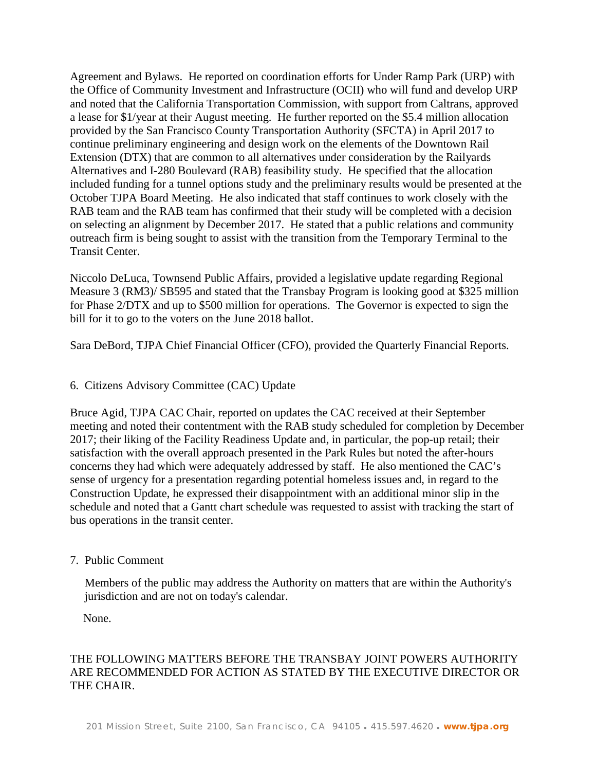Agreement and Bylaws. He reported on coordination efforts for Under Ramp Park (URP) with the Office of Community Investment and Infrastructure (OCII) who will fund and develop URP and noted that the California Transportation Commission, with support from Caltrans, approved a lease for $1/year at their August meeting. He further reported on the $5.4 million allocation provided by the San Francisco County Transportation Authority (SFCTA) in April 2017 to continue preliminary engineering and design work on the elements of the Downtown Rail Extension (DTX) that are common to all alternatives under consideration by the Railyards Alternatives and I-280 Boulevard (RAB) feasibility study. He specified that the allocation included funding for a tunnel options study and the preliminary results would be presented at the October TJPA Board Meeting. He also indicated that staff continues to work closely with the RAB team and the RAB team has confirmed that their study will be completed with a decision on selecting an alignment by December 2017. He stated that a public relations and community outreach firm is being sought to assist with the transition from the Temporary Terminal to the Transit Center.

Niccolo DeLuca, Townsend Public Affairs, provided a legislative update regarding Regional Measure 3 (RM3)/ SB595 and stated that the Transbay Program is looking good at $325 million for Phase 2/DTX and up to $500 million for operations. The Governor is expected to sign the bill for it to go to the voters on the June 2018 ballot.

Sara DeBord, TJPA Chief Financial Officer (CFO), provided the Quarterly Financial Reports.

6. Citizens Advisory Committee (CAC) Update

Bruce Agid, TJPA CAC Chair, reported on updates the CAC received at their September meeting and noted their contentment with the RAB study scheduled for completion by December 2017; their liking of the Facility Readiness Update and, in particular, the pop-up retail; their satisfaction with the overall approach presented in the Park Rules but noted the after-hours concerns they had which were adequately addressed by staff. He also mentioned the CAC's sense of urgency for a presentation regarding potential homeless issues and, in regard to the Construction Update, he expressed their disappointment with an additional minor slip in the schedule and noted that a Gantt chart schedule was requested to assist with tracking the start of bus operations in the transit center.

7. Public Comment

Members of the public may address the Authority on matters that are within the Authority's jurisdiction and are not on today's calendar.

None.

THE FOLLOWING MATTERS BEFORE THE TRANSBAY JOINT POWERS AUTHORITY ARE RECOMMENDED FOR ACTION AS STATED BY THE EXECUTIVE DIRECTOR OR THE CHAIR.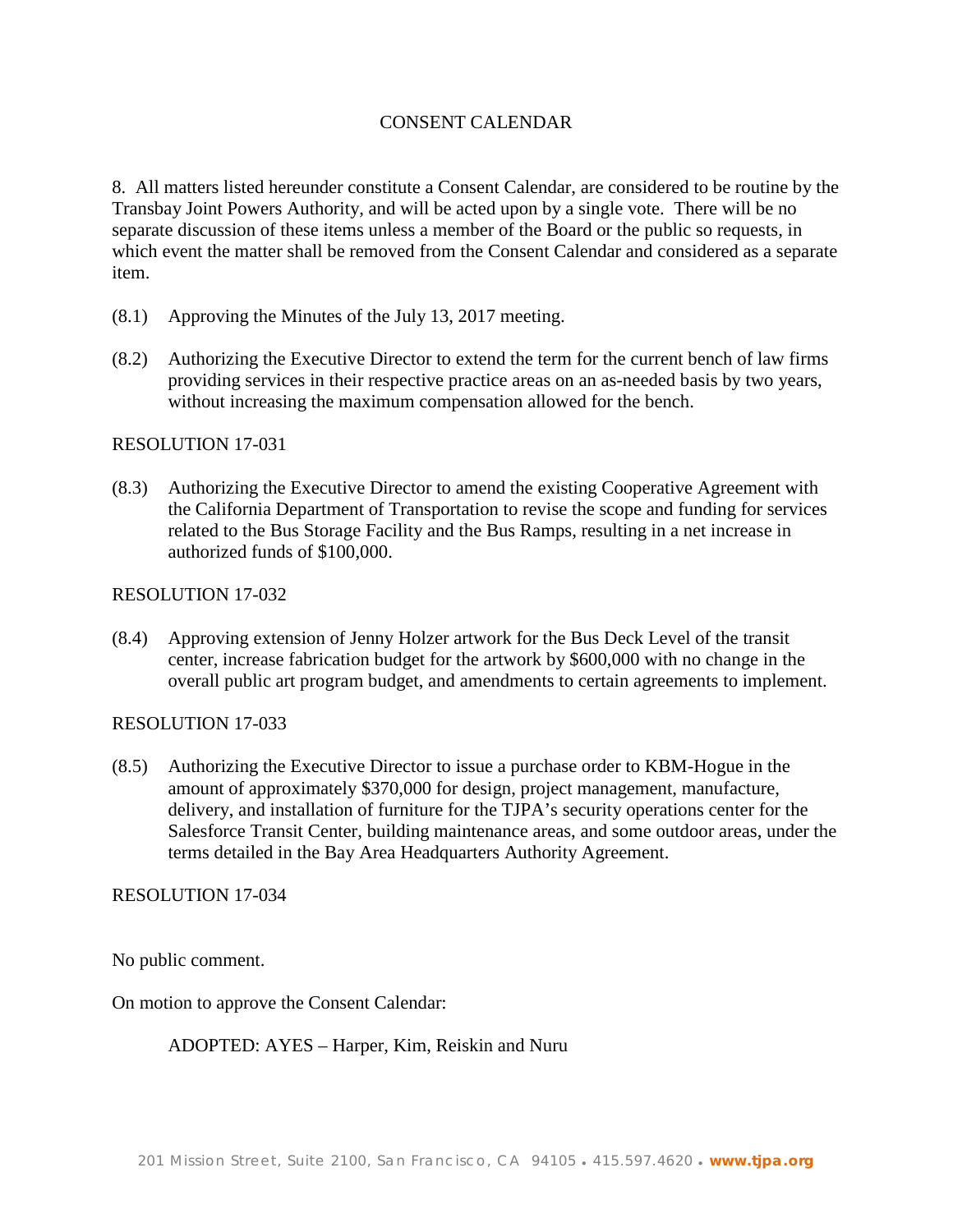## CONSENT CALENDAR

8. All matters listed hereunder constitute a Consent Calendar, are considered to be routine by the Transbay Joint Powers Authority, and will be acted upon by a single vote. There will be no separate discussion of these items unless a member of the Board or the public so requests, in which event the matter shall be removed from the Consent Calendar and considered as a separate item.

(8.1) Approving the Minutes of the July 13, 2017 meeting.

(8.2) Authorizing the Executive Director to extend the term for the current bench of law firms providing services in their respective practice areas on an as-needed basis by two years, without increasing the maximum compensation allowed for the bench.

RESOLUTION 17-031

(8.3) Authorizing the Executive Director to amend the existing Cooperative Agreement with the California Department of Transportation to revise the scope and funding for services related to the Bus Storage Facility and the Bus Ramps, resulting in a net increase in authorized funds of $100,000.

RESOLUTION 17-032

(8.4) Approving extension of Jenny Holzer artwork for the Bus Deck Level of the transit center, increase fabrication budget for the artwork by $600,000 with no change in the overall public art program budget, and amendments to certain agreements to implement.

RESOLUTION 17-033

(8.5) Authorizing the Executive Director to issue a purchase order to KBM-Hogue in the amount of approximately $370,000 for design, project management, manufacture, delivery, and installation of furniture for the TJPA's security operations center for the Salesforce Transit Center, building maintenance areas, and some outdoor areas, under the terms detailed in the Bay Area Headquarters Authority Agreement.

RESOLUTION 17-034

No public comment.

On motion to approve the Consent Calendar:

ADOPTED: AYES – Harper, Kim, Reiskin and Nuru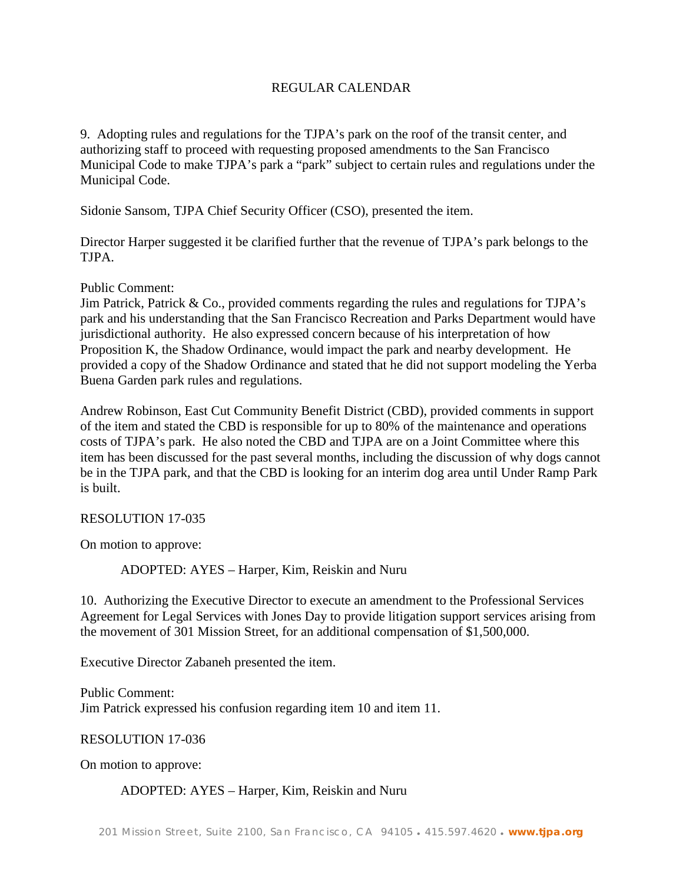## REGULAR CALENDAR

9. Adopting rules and regulations for the TJPA's park on the roof of the transit center, and authorizing staff to proceed with requesting proposed amendments to the San Francisco Municipal Code to make TJPA's park a "park" subject to certain rules and regulations under the Municipal Code.

Sidonie Sansom, TJPA Chief Security Officer (CSO), presented the item.

Director Harper suggested it be clarified further that the revenue of TJPA's park belongs to the TJPA.

Public Comment:
Jim Patrick, Patrick & Co., provided comments regarding the rules and regulations for TJPA's park and his understanding that the San Francisco Recreation and Parks Department would have jurisdictional authority. He also expressed concern because of his interpretation of how Proposition K, the Shadow Ordinance, would impact the park and nearby development. He provided a copy of the Shadow Ordinance and stated that he did not support modeling the Yerba Buena Garden park rules and regulations.

Andrew Robinson, East Cut Community Benefit District (CBD), provided comments in support of the item and stated the CBD is responsible for up to 80% of the maintenance and operations costs of TJPA's park. He also noted the CBD and TJPA are on a Joint Committee where this item has been discussed for the past several months, including the discussion of why dogs cannot be in the TJPA park, and that the CBD is looking for an interim dog area until Under Ramp Park is built.

RESOLUTION 17-035

On motion to approve:

ADOPTED: AYES – Harper, Kim, Reiskin and Nuru

10. Authorizing the Executive Director to execute an amendment to the Professional Services Agreement for Legal Services with Jones Day to provide litigation support services arising from the movement of 301 Mission Street, for an additional compensation of $1,500,000.

Executive Director Zabaneh presented the item.

Public Comment:
Jim Patrick expressed his confusion regarding item 10 and item 11.

RESOLUTION 17-036

On motion to approve:

ADOPTED: AYES – Harper, Kim, Reiskin and Nuru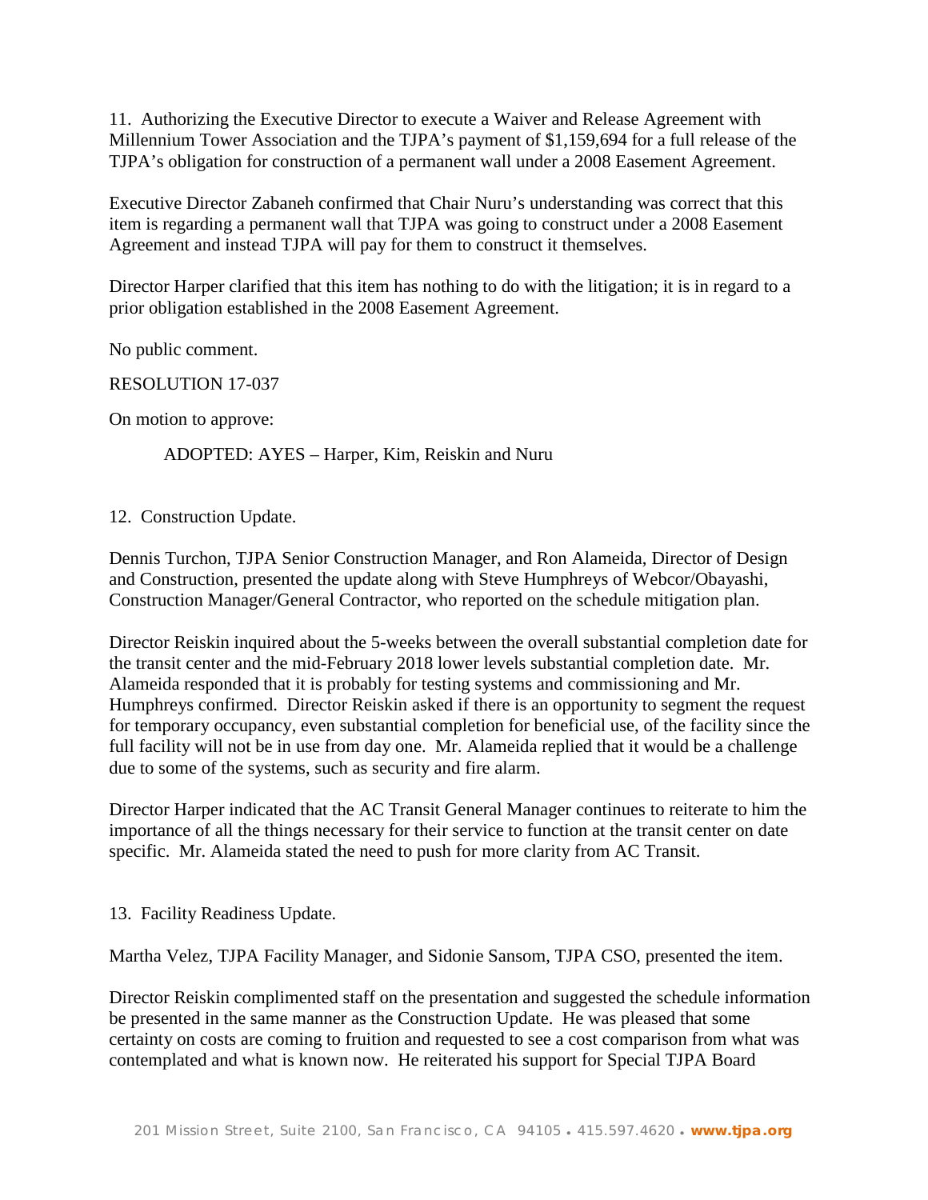11. Authorizing the Executive Director to execute a Waiver and Release Agreement with Millennium Tower Association and the TJPA's payment of $1,159,694 for a full release of the TJPA's obligation for construction of a permanent wall under a 2008 Easement Agreement.

Executive Director Zabaneh confirmed that Chair Nuru's understanding was correct that this item is regarding a permanent wall that TJPA was going to construct under a 2008 Easement Agreement and instead TJPA will pay for them to construct it themselves.

Director Harper clarified that this item has nothing to do with the litigation; it is in regard to a prior obligation established in the 2008 Easement Agreement.

No public comment.

RESOLUTION 17-037

On motion to approve:

ADOPTED: AYES – Harper, Kim, Reiskin and Nuru

12. Construction Update.

Dennis Turchon, TJPA Senior Construction Manager, and Ron Alameida, Director of Design and Construction, presented the update along with Steve Humphreys of Webcor/Obayashi, Construction Manager/General Contractor, who reported on the schedule mitigation plan.

Director Reiskin inquired about the 5-weeks between the overall substantial completion date for the transit center and the mid-February 2018 lower levels substantial completion date. Mr. Alameida responded that it is probably for testing systems and commissioning and Mr. Humphreys confirmed. Director Reiskin asked if there is an opportunity to segment the request for temporary occupancy, even substantial completion for beneficial use, of the facility since the full facility will not be in use from day one. Mr. Alameida replied that it would be a challenge due to some of the systems, such as security and fire alarm.

Director Harper indicated that the AC Transit General Manager continues to reiterate to him the importance of all the things necessary for their service to function at the transit center on date specific. Mr. Alameida stated the need to push for more clarity from AC Transit.

13. Facility Readiness Update.

Martha Velez, TJPA Facility Manager, and Sidonie Sansom, TJPA CSO, presented the item.

Director Reiskin complimented staff on the presentation and suggested the schedule information be presented in the same manner as the Construction Update. He was pleased that some certainty on costs are coming to fruition and requested to see a cost comparison from what was contemplated and what is known now. He reiterated his support for Special TJPA Board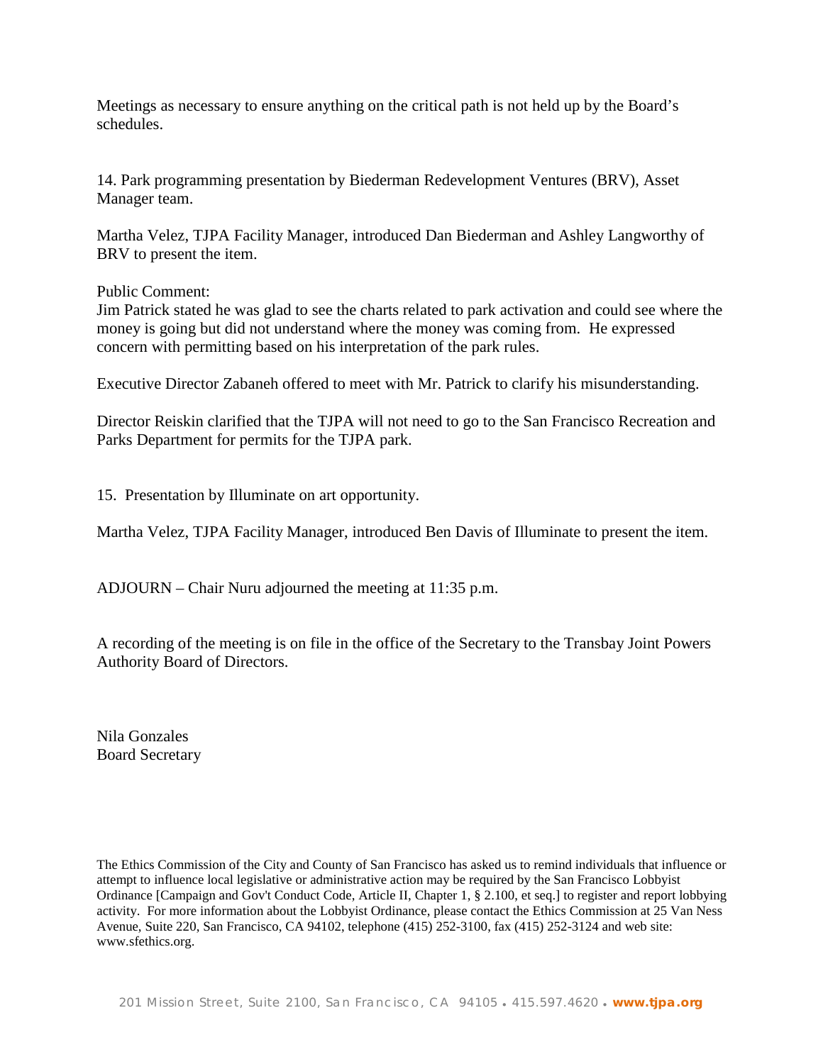Meetings as necessary to ensure anything on the critical path is not held up by the Board's schedules.

14. Park programming presentation by Biederman Redevelopment Ventures (BRV), Asset Manager team.

Martha Velez, TJPA Facility Manager, introduced Dan Biederman and Ashley Langworthy of BRV to present the item.

Public Comment:
Jim Patrick stated he was glad to see the charts related to park activation and could see where the money is going but did not understand where the money was coming from. He expressed concern with permitting based on his interpretation of the park rules.

Executive Director Zabaneh offered to meet with Mr. Patrick to clarify his misunderstanding.

Director Reiskin clarified that the TJPA will not need to go to the San Francisco Recreation and Parks Department for permits for the TJPA park.

15. Presentation by Illuminate on art opportunity.

Martha Velez, TJPA Facility Manager, introduced Ben Davis of Illuminate to present the item.

ADJOURN – Chair Nuru adjourned the meeting at 11:35 p.m.

A recording of the meeting is on file in the office of the Secretary to the Transbay Joint Powers Authority Board of Directors.

Nila Gonzales
Board Secretary

The Ethics Commission of the City and County of San Francisco has asked us to remind individuals that influence or attempt to influence local legislative or administrative action may be required by the San Francisco Lobbyist Ordinance [Campaign and Gov't Conduct Code, Article II, Chapter 1, § 2.100, et seq.] to register and report lobbying activity. For more information about the Lobbyist Ordinance, please contact the Ethics Commission at 25 Van Ness Avenue, Suite 220, San Francisco, CA 94102, telephone (415) 252-3100, fax (415) 252-3124 and web site: www.sfethics.org.